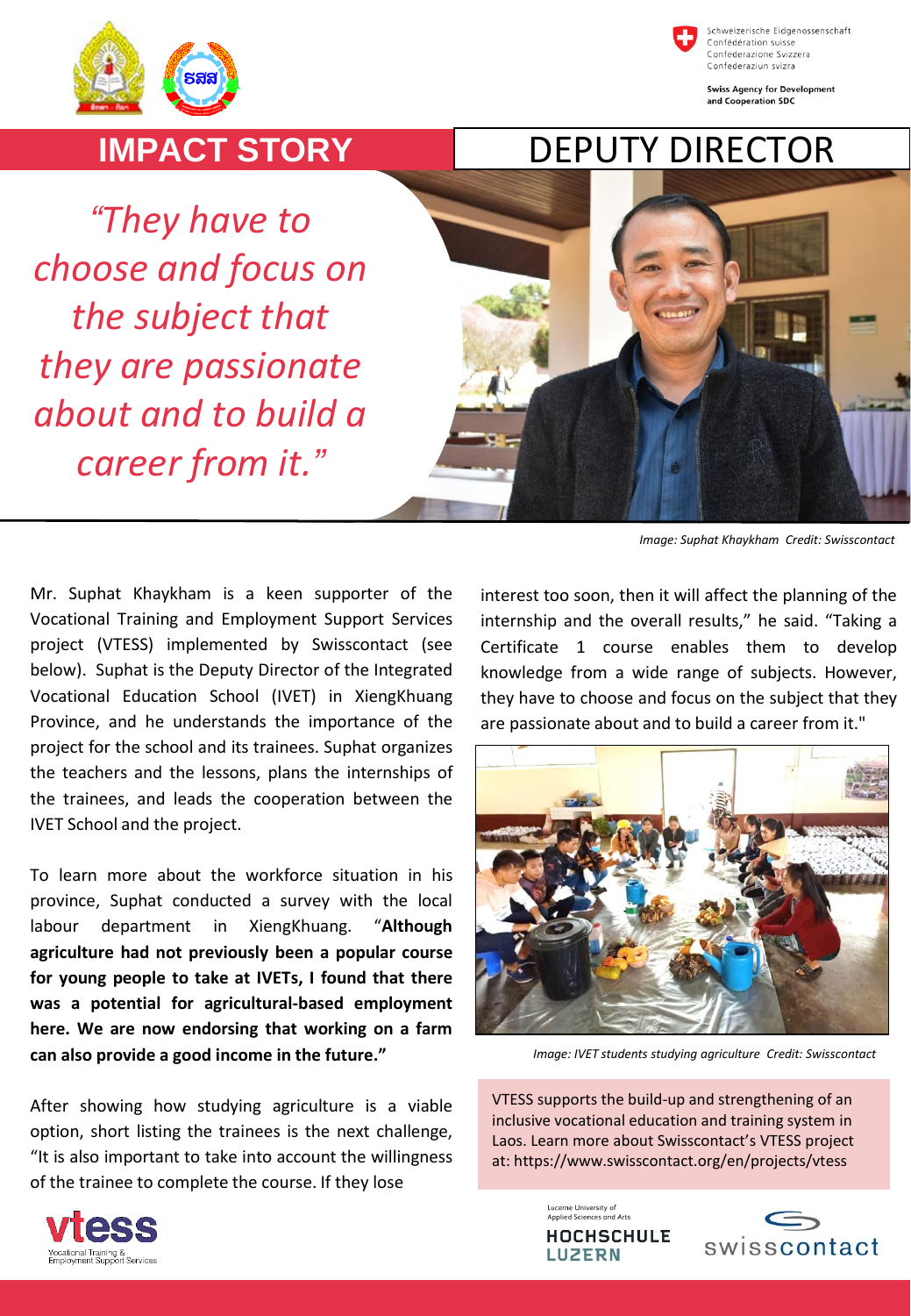Schweizerische Eidgenossenschaft
Confédération suisse
Confederazione Svizzera
Confederaziun svizra

Swiss Agency for Development and Cooperation SDC

# IMPACT STORY

# DEPUTY DIRECTOR

*"They have to choose and focus on the subject that they are passionate about and to build a career from it."*

*Image: Suphat Khaykham Credit: Swisscontact*

Mr. Suphat Khaykham is a keen supporter of the Vocational Training and Employment Support Services project (VTESS) implemented by Swisscontact (see below). Suphat is the Deputy Director of the Integrated Vocational Education School (IVET) in XiengKhuang Province, and he understands the importance of the project for the school and its trainees. Suphat organizes the teachers and the lessons, plans the internships of the trainees, and leads the cooperation between the IVET School and the project.

To learn more about the workforce situation in his province, Suphat conducted a survey with the local labour department in XiengKhuang. "**Although agriculture had not previously been a popular course for young people to take at IVETs, I found that there was a potential for agricultural-based employment here. We are now endorsing that working on a farm can also provide a good income in the future."**

After showing how studying agriculture is a viable option, short listing the trainees is the next challenge, "It is also important to take into account the willingness of the trainee to complete the course. If they lose interest too soon, then it will affect the planning of the internship and the overall results," he said. "Taking a Certificate 1 course enables them to develop knowledge from a wide range of subjects. However, they have to choose and focus on the subject that they are passionate about and to build a career from it."

*Image: IVET students studying agriculture Credit: Swisscontact*

VTESS supports the build-up and strengthening of an inclusive vocational education and training system in Laos. Learn more about Swisscontact's VTESS project at: https://www.swisscontact.org/en/projects/vtess

vtess — Vocational Training & Employment Support Services

Lucerne University of Applied Sciences and Arts — HOCHSCHULE LUZERN

swisscontact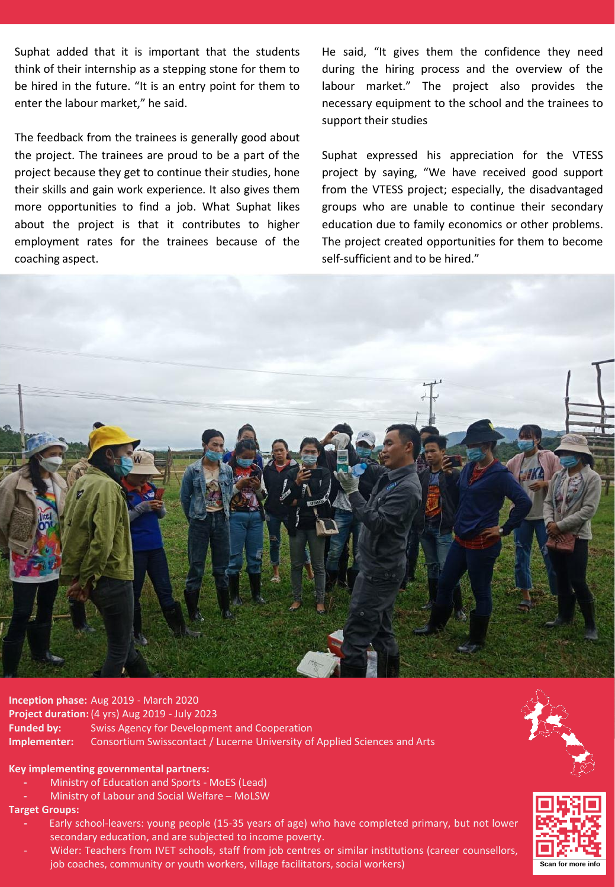Suphat added that it is important that the students think of their internship as a stepping stone for them to be hired in the future. "It is an entry point for them to enter the labour market," he said.

The feedback from the trainees is generally good about the project. The trainees are proud to be a part of the project because they get to continue their studies, hone their skills and gain work experience. It also gives them more opportunities to find a job. What Suphat likes about the project is that it contributes to higher employment rates for the trainees because of the coaching aspect.

He said, "It gives them the confidence they need during the hiring process and the overview of the labour market." The project also provides the necessary equipment to the school and the trainees to support their studies

Suphat expressed his appreciation for the VTESS project by saying, "We have received good support from the VTESS project; especially, the disadvantaged groups who are unable to continue their secondary education due to family economics or other problems. The project created opportunities for them to become self-sufficient and to be hired."

**Inception phase:** Aug 2019 - March 2020
**Project duration:** (4 yrs) Aug 2019 - July 2023
**Funded by:** Swiss Agency for Development and Cooperation
**Implementer:** Consortium Swisscontact / Lucerne University of Applied Sciences and Arts

**Key implementing governmental partners:**

- Ministry of Education and Sports - MoES (Lead)
- Ministry of Labour and Social Welfare – MoLSW

**Target Groups:**

- Early school-leavers: young people (15-35 years of age) who have completed primary, but not lower secondary education, and are subjected to income poverty.
- Wider: Teachers from IVET schools, staff from job centres or similar institutions (career counsellors, job coaches, community or youth workers, village facilitators, social workers)

Scan for more info